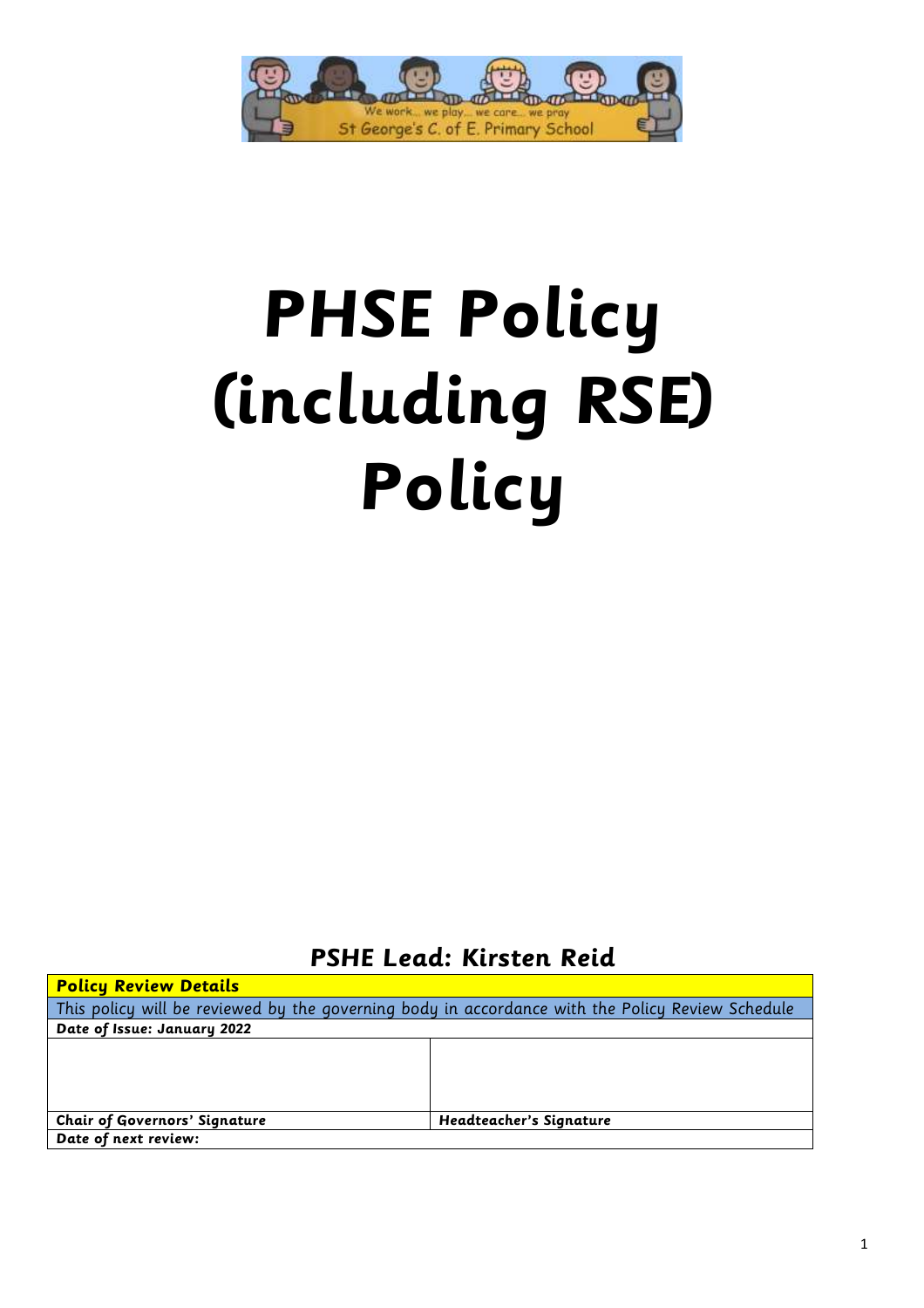We work... we play... we care... we pray

St George's C. of E. Primary School

# PHSE Policy (including RSE) Policy

## PSHE Lead: Kirsten Reid

| **Policy Review Details** | |
|---|---|
| This policy will be reviewed by the governing body in accordance with the Policy Review Schedule | |
| **Date of Issue: January 2022** | |
| | |
| **Chair of Governors' Signature** | **Headteacher's Signature** |
| **Date of next review:** | |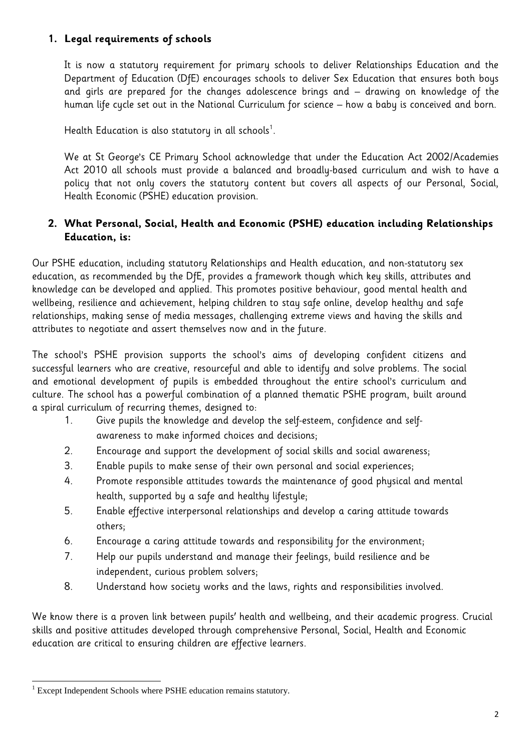## 1. Legal requirements of schools

It is now a statutory requirement for primary schools to deliver Relationships Education and the Department of Education (DfE) encourages schools to deliver Sex Education that ensures both boys and girls are prepared for the changes adolescence brings and – drawing on knowledge of the human life cycle set out in the National Curriculum for science – how a baby is conceived and born.

Health Education is also statutory in all schools[1].

We at St George's CE Primary School acknowledge that under the Education Act 2002/Academies Act 2010 all schools must provide a balanced and broadly-based curriculum and wish to have a policy that not only covers the statutory content but covers all aspects of our Personal, Social, Health Economic (PSHE) education provision.

## 2. What Personal, Social, Health and Economic (PSHE) education including Relationships Education, is:

Our PSHE education, including statutory Relationships and Health education, and non-statutory sex education, as recommended by the DfE, provides a framework though which key skills, attributes and knowledge can be developed and applied. This promotes positive behaviour, good mental health and wellbeing, resilience and achievement, helping children to stay safe online, develop healthy and safe relationships, making sense of media messages, challenging extreme views and having the skills and attributes to negotiate and assert themselves now and in the future.

The school's PSHE provision supports the school's aims of developing confident citizens and successful learners who are creative, resourceful and able to identify and solve problems. The social and emotional development of pupils is embedded throughout the entire school's curriculum and culture. The school has a powerful combination of a planned thematic PSHE program, built around a spiral curriculum of recurring themes, designed to:

1. Give pupils the knowledge and develop the self-esteem, confidence and self-awareness to make informed choices and decisions;
2. Encourage and support the development of social skills and social awareness;
3. Enable pupils to make sense of their own personal and social experiences;
4. Promote responsible attitudes towards the maintenance of good physical and mental health, supported by a safe and healthy lifestyle;
5. Enable effective interpersonal relationships and develop a caring attitude towards others;
6. Encourage a caring attitude towards and responsibility for the environment;
7. Help our pupils understand and manage their feelings, build resilience and be independent, curious problem solvers;
8. Understand how society works and the laws, rights and responsibilities involved.

We know there is a proven link between pupils' health and wellbeing, and their academic progress. Crucial skills and positive attitudes developed through comprehensive Personal, Social, Health and Economic education are critical to ensuring children are effective learners.

[1] Except Independent Schools where PSHE education remains statutory.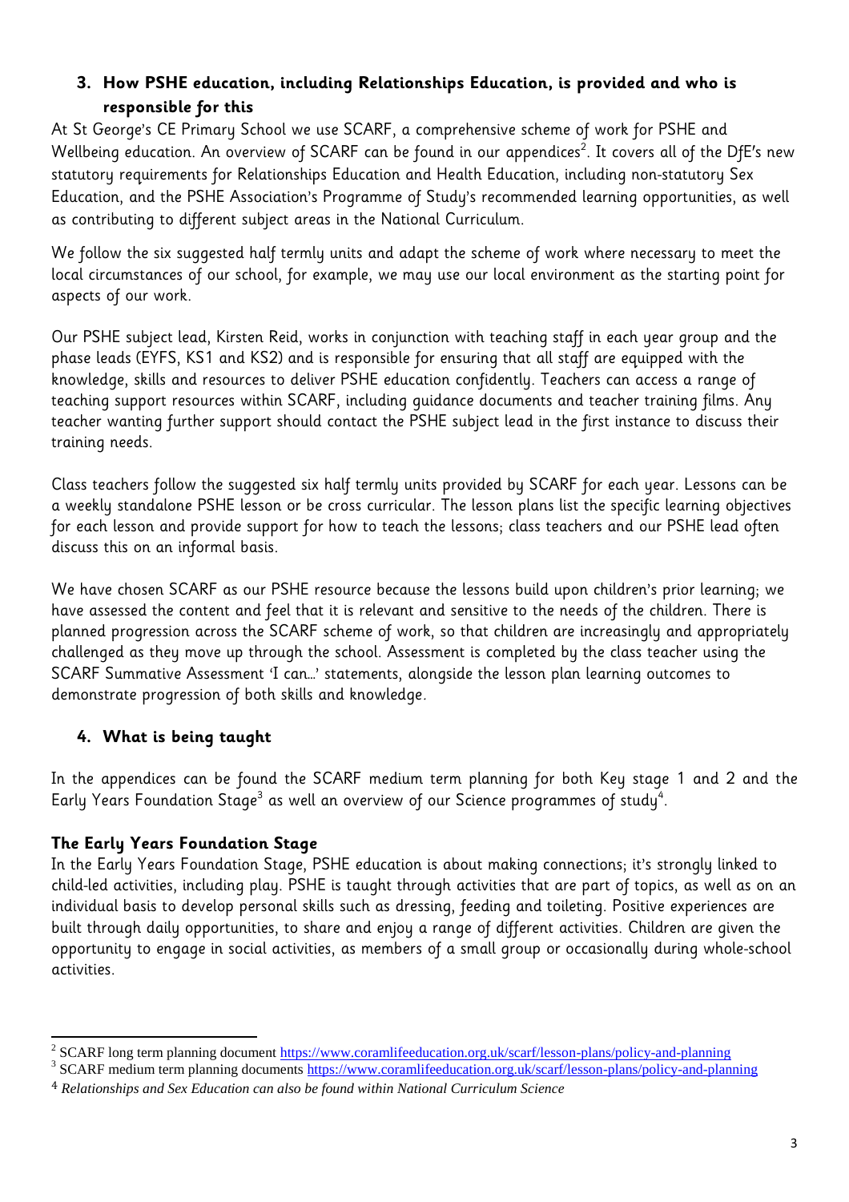## 3. How PSHE education, including Relationships Education, is provided and who is responsible for this

At St George's CE Primary School we use SCARF, a comprehensive scheme of work for PSHE and Wellbeing education. An overview of SCARF can be found in our appendices[2]. It covers all of the DfE's new statutory requirements for Relationships Education and Health Education, including non-statutory Sex Education, and the PSHE Association's Programme of Study's recommended learning opportunities, as well as contributing to different subject areas in the National Curriculum.

We follow the six suggested half termly units and adapt the scheme of work where necessary to meet the local circumstances of our school, for example, we may use our local environment as the starting point for aspects of our work.

Our PSHE subject lead, Kirsten Reid, works in conjunction with teaching staff in each year group and the phase leads (EYFS, KS1 and KS2) and is responsible for ensuring that all staff are equipped with the knowledge, skills and resources to deliver PSHE education confidently. Teachers can access a range of teaching support resources within SCARF, including guidance documents and teacher training films. Any teacher wanting further support should contact the PSHE subject lead in the first instance to discuss their training needs.

Class teachers follow the suggested six half termly units provided by SCARF for each year. Lessons can be a weekly standalone PSHE lesson or be cross curricular. The lesson plans list the specific learning objectives for each lesson and provide support for how to teach the lessons; class teachers and our PSHE lead often discuss this on an informal basis.

We have chosen SCARF as our PSHE resource because the lessons build upon children's prior learning; we have assessed the content and feel that it is relevant and sensitive to the needs of the children. There is planned progression across the SCARF scheme of work, so that children are increasingly and appropriately challenged as they move up through the school. Assessment is completed by the class teacher using the SCARF Summative Assessment 'I can…' statements, alongside the lesson plan learning outcomes to demonstrate progression of both skills and knowledge.

## 4. What is being taught

In the appendices can be found the SCARF medium term planning for both Key stage 1 and 2 and the Early Years Foundation Stage[3] as well an overview of our Science programmes of study[4].

### The Early Years Foundation Stage

In the Early Years Foundation Stage, PSHE education is about making connections; it's strongly linked to child-led activities, including play. PSHE is taught through activities that are part of topics, as well as on an individual basis to develop personal skills such as dressing, feeding and toileting. Positive experiences are built through daily opportunities, to share and enjoy a range of different activities. Children are given the opportunity to engage in social activities, as members of a small group or occasionally during whole-school activities.

---

[2] SCARF long term planning document https://www.coramlifeeducation.org.uk/scarf/lesson-plans/policy-and-planning

[3] SCARF medium term planning documents https://www.coramlifeeducation.org.uk/scarf/lesson-plans/policy-and-planning

[4] *Relationships and Sex Education can also be found within National Curriculum Science*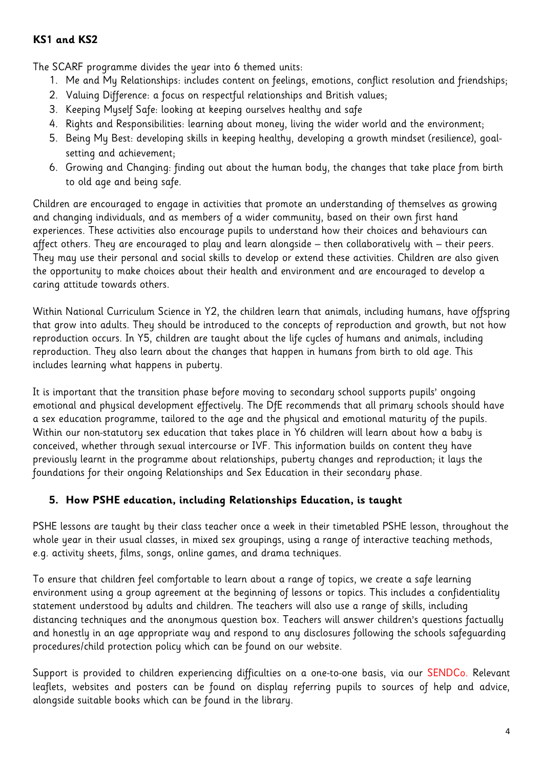### KS1 and KS2

The SCARF programme divides the year into 6 themed units:

1. Me and My Relationships: includes content on feelings, emotions, conflict resolution and friendships;
2. Valuing Difference: a focus on respectful relationships and British values;
3. Keeping Myself Safe: looking at keeping ourselves healthy and safe
4. Rights and Responsibilities: learning about money, living the wider world and the environment;
5. Being My Best: developing skills in keeping healthy, developing a growth mindset (resilience), goal-setting and achievement;
6. Growing and Changing: finding out about the human body, the changes that take place from birth to old age and being safe.

Children are encouraged to engage in activities that promote an understanding of themselves as growing and changing individuals, and as members of a wider community, based on their own first hand experiences. These activities also encourage pupils to understand how their choices and behaviours can affect others. They are encouraged to play and learn alongside – then collaboratively with – their peers. They may use their personal and social skills to develop or extend these activities. Children are also given the opportunity to make choices about their health and environment and are encouraged to develop a caring attitude towards others.

Within National Curriculum Science in Y2, the children learn that animals, including humans, have offspring that grow into adults. They should be introduced to the concepts of reproduction and growth, but not how reproduction occurs. In Y5, children are taught about the life cycles of humans and animals, including reproduction. They also learn about the changes that happen in humans from birth to old age. This includes learning what happens in puberty.

It is important that the transition phase before moving to secondary school supports pupils' ongoing emotional and physical development effectively. The DfE recommends that all primary schools should have a sex education programme, tailored to the age and the physical and emotional maturity of the pupils. Within our non-statutory sex education that takes place in Y6 children will learn about how a baby is conceived, whether through sexual intercourse or IVF. This information builds on content they have previously learnt in the programme about relationships, puberty changes and reproduction; it lays the foundations for their ongoing Relationships and Sex Education in their secondary phase.

## 5. How PSHE education, including Relationships Education, is taught

PSHE lessons are taught by their class teacher once a week in their timetabled PSHE lesson, throughout the whole year in their usual classes, in mixed sex groupings, using a range of interactive teaching methods, e.g. activity sheets, films, songs, online games, and drama techniques.

To ensure that children feel comfortable to learn about a range of topics, we create a safe learning environment using a group agreement at the beginning of lessons or topics. This includes a confidentiality statement understood by adults and children. The teachers will also use a range of skills, including distancing techniques and the anonymous question box. Teachers will answer children's questions factually and honestly in an age appropriate way and respond to any disclosures following the schools safeguarding procedures/child protection policy which can be found on our website.

Support is provided to children experiencing difficulties on a one-to-one basis, via our SENDCo. Relevant leaflets, websites and posters can be found on display referring pupils to sources of help and advice, alongside suitable books which can be found in the library.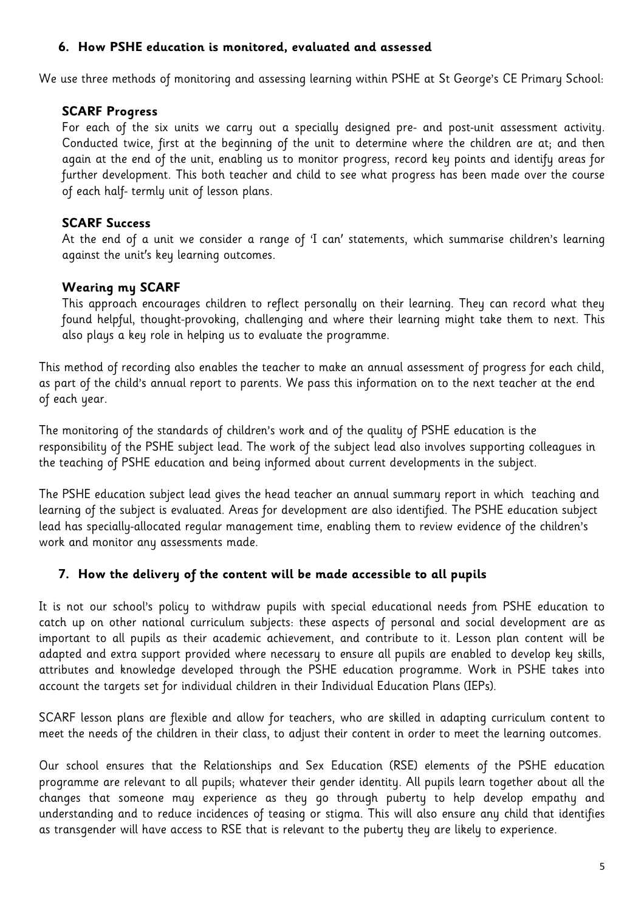## 6. How PSHE education is monitored, evaluated and assessed

We use three methods of monitoring and assessing learning within PSHE at St George's CE Primary School:

**SCARF Progress**

For each of the six units we carry out a specially designed pre- and post-unit assessment activity. Conducted twice, first at the beginning of the unit to determine where the children are at; and then again at the end of the unit, enabling us to monitor progress, record key points and identify areas for further development. This both teacher and child to see what progress has been made over the course of each half- termly unit of lesson plans.

**SCARF Success**

At the end of a unit we consider a range of 'I can' statements, which summarise children's learning against the unit's key learning outcomes.

**Wearing my SCARF**

This approach encourages children to reflect personally on their learning. They can record what they found helpful, thought-provoking, challenging and where their learning might take them to next. This also plays a key role in helping us to evaluate the programme.

This method of recording also enables the teacher to make an annual assessment of progress for each child, as part of the child's annual report to parents. We pass this information on to the next teacher at the end of each year.

The monitoring of the standards of children's work and of the quality of PSHE education is the responsibility of the PSHE subject lead. The work of the subject lead also involves supporting colleagues in the teaching of PSHE education and being informed about current developments in the subject.

The PSHE education subject lead gives the head teacher an annual summary report in which teaching and learning of the subject is evaluated. Areas for development are also identified. The PSHE education subject lead has specially-allocated regular management time, enabling them to review evidence of the children's work and monitor any assessments made.

## 7. How the delivery of the content will be made accessible to all pupils

It is not our school's policy to withdraw pupils with special educational needs from PSHE education to catch up on other national curriculum subjects: these aspects of personal and social development are as important to all pupils as their academic achievement, and contribute to it. Lesson plan content will be adapted and extra support provided where necessary to ensure all pupils are enabled to develop key skills, attributes and knowledge developed through the PSHE education programme. Work in PSHE takes into account the targets set for individual children in their Individual Education Plans (IEPs).

SCARF lesson plans are flexible and allow for teachers, who are skilled in adapting curriculum content to meet the needs of the children in their class, to adjust their content in order to meet the learning outcomes.

Our school ensures that the Relationships and Sex Education (RSE) elements of the PSHE education programme are relevant to all pupils; whatever their gender identity. All pupils learn together about all the changes that someone may experience as they go through puberty to help develop empathy and understanding and to reduce incidences of teasing or stigma. This will also ensure any child that identifies as transgender will have access to RSE that is relevant to the puberty they are likely to experience.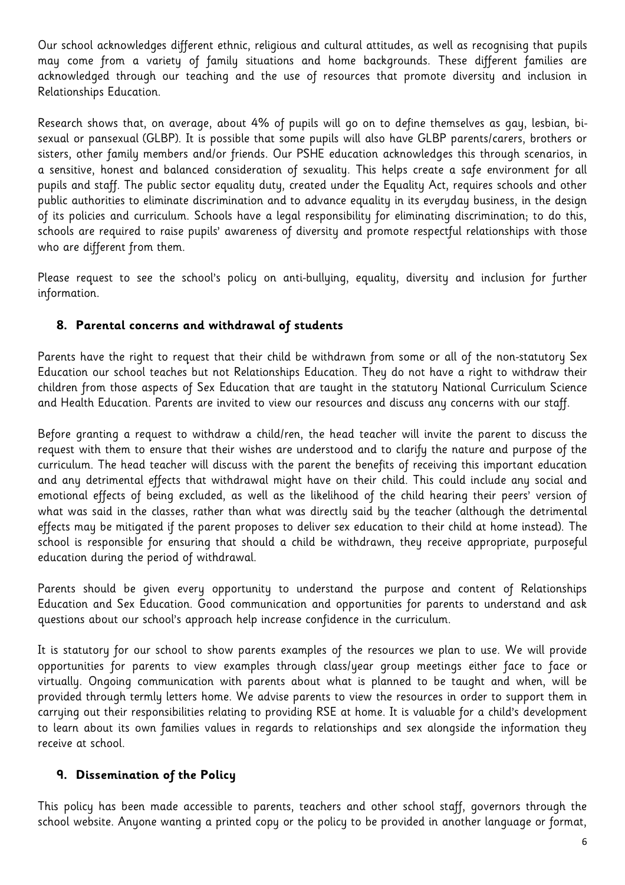Our school acknowledges different ethnic, religious and cultural attitudes, as well as recognising that pupils may come from a variety of family situations and home backgrounds. These different families are acknowledged through our teaching and the use of resources that promote diversity and inclusion in Relationships Education.

Research shows that, on average, about 4% of pupils will go on to define themselves as gay, lesbian, bi-sexual or pansexual (GLBP). It is possible that some pupils will also have GLBP parents/carers, brothers or sisters, other family members and/or friends. Our PSHE education acknowledges this through scenarios, in a sensitive, honest and balanced consideration of sexuality. This helps create a safe environment for all pupils and staff. The public sector equality duty, created under the Equality Act, requires schools and other public authorities to eliminate discrimination and to advance equality in its everyday business, in the design of its policies and curriculum. Schools have a legal responsibility for eliminating discrimination; to do this, schools are required to raise pupils' awareness of diversity and promote respectful relationships with those who are different from them.

Please request to see the school's policy on anti-bullying, equality, diversity and inclusion for further information.

## 8. Parental concerns and withdrawal of students

Parents have the right to request that their child be withdrawn from some or all of the non-statutory Sex Education our school teaches but not Relationships Education. They do not have a right to withdraw their children from those aspects of Sex Education that are taught in the statutory National Curriculum Science and Health Education. Parents are invited to view our resources and discuss any concerns with our staff.

Before granting a request to withdraw a child/ren, the head teacher will invite the parent to discuss the request with them to ensure that their wishes are understood and to clarify the nature and purpose of the curriculum. The head teacher will discuss with the parent the benefits of receiving this important education and any detrimental effects that withdrawal might have on their child. This could include any social and emotional effects of being excluded, as well as the likelihood of the child hearing their peers' version of what was said in the classes, rather than what was directly said by the teacher (although the detrimental effects may be mitigated if the parent proposes to deliver sex education to their child at home instead). The school is responsible for ensuring that should a child be withdrawn, they receive appropriate, purposeful education during the period of withdrawal.

Parents should be given every opportunity to understand the purpose and content of Relationships Education and Sex Education. Good communication and opportunities for parents to understand and ask questions about our school's approach help increase confidence in the curriculum.

It is statutory for our school to show parents examples of the resources we plan to use. We will provide opportunities for parents to view examples through class/year group meetings either face to face or virtually. Ongoing communication with parents about what is planned to be taught and when, will be provided through termly letters home. We advise parents to view the resources in order to support them in carrying out their responsibilities relating to providing RSE at home. It is valuable for a child's development to learn about its own families values in regards to relationships and sex alongside the information they receive at school.

## 9. Dissemination of the Policy

This policy has been made accessible to parents, teachers and other school staff, governors through the school website. Anyone wanting a printed copy or the policy to be provided in another language or format,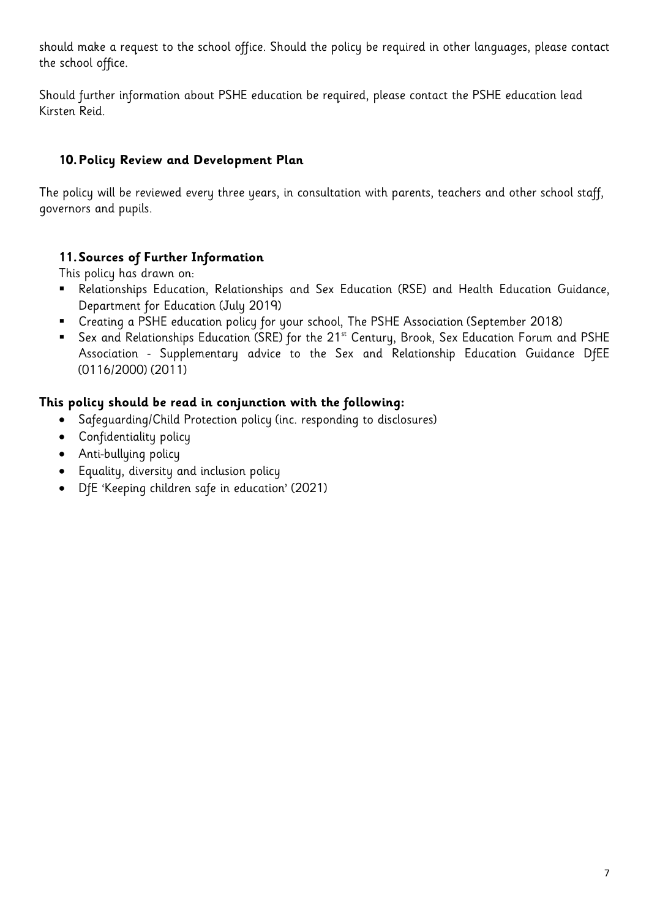should make a request to the school office. Should the policy be required in other languages, please contact the school office.

Should further information about PSHE education be required, please contact the PSHE education lead Kirsten Reid.

## 10. Policy Review and Development Plan

The policy will be reviewed every three years, in consultation with parents, teachers and other school staff, governors and pupils.

## 11. Sources of Further Information

This policy has drawn on:

- Relationships Education, Relationships and Sex Education (RSE) and Health Education Guidance, Department for Education (July 2019)
- Creating a PSHE education policy for your school, The PSHE Association (September 2018)
- Sex and Relationships Education (SRE) for the 21st Century, Brook, Sex Education Forum and PSHE Association - Supplementary advice to the Sex and Relationship Education Guidance DfEE (0116/2000) (2011)

**This policy should be read in conjunction with the following:**

- Safeguarding/Child Protection policy (inc. responding to disclosures)
- Confidentiality policy
- Anti-bullying policy
- Equality, diversity and inclusion policy
- DfE 'Keeping children safe in education' (2021)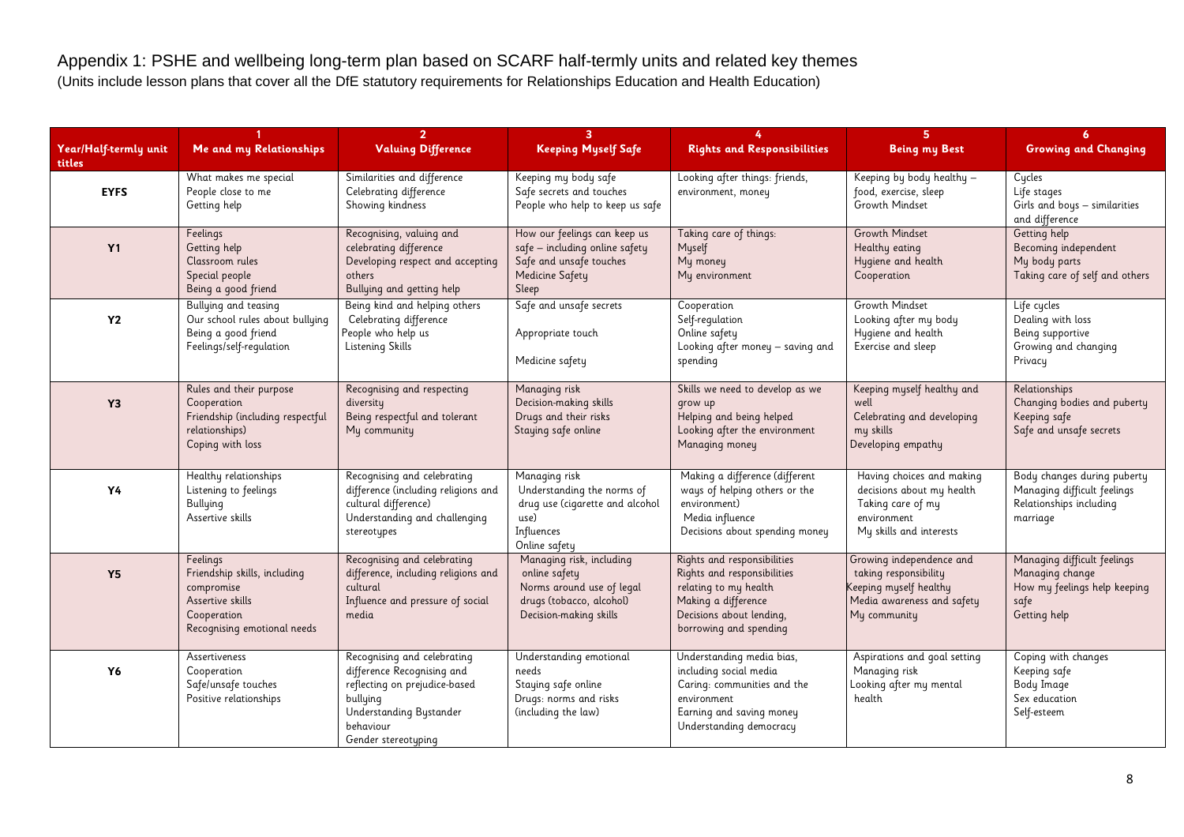# Appendix 1: PSHE and wellbeing long-term plan based on SCARF half-termly units and related key themes

(Units include lesson plans that cover all the DfE statutory requirements for Relationships Education and Health Education)

| Year/Half-termly unit titles | 1<br>Me and my Relationships | 2<br>Valuing Difference | 3<br>Keeping Myself Safe | 4<br>Rights and Responsibilities | 5<br>Being my Best | 6<br>Growing and Changing |
|---|---|---|---|---|---|---|
| **EYFS** | What makes me special<br>People close to me<br>Getting help | Similarities and difference<br>Celebrating difference<br>Showing kindness | Keeping my body safe<br>Safe secrets and touches<br>People who help to keep us safe | Looking after things: friends, environment, money | Keeping by body healthy – food, exercise, sleep<br>Growth Mindset | Cycles<br>Life stages<br>Girls and boys – similarities and difference |
| **Y1** | Feelings<br>Getting help<br>Classroom rules<br>Special people<br>Being a good friend | Recognising, valuing and celebrating difference<br>Developing respect and accepting others<br>Bullying and getting help | How our feelings can keep us safe – including online safety<br>Safe and unsafe touches<br>Medicine Safety<br>Sleep | Taking care of things:<br>Myself<br>My money<br>My environment | Growth Mindset<br>Healthy eating<br>Hygiene and health<br>Cooperation | Getting help<br>Becoming independent<br>My body parts<br>Taking care of self and others |
| **Y2** | Bullying and teasing<br>Our school rules about bullying<br>Being a good friend<br>Feelings/self-regulation | Being kind and helping others<br>Celebrating difference<br>People who help us<br>Listening Skills | Safe and unsafe secrets<br><br>Appropriate touch<br><br>Medicine safety | Cooperation<br>Self-regulation<br>Online safety<br>Looking after money – saving and spending | Growth Mindset<br>Looking after my body<br>Hygiene and health<br>Exercise and sleep | Life cycles<br>Dealing with loss<br>Being supportive<br>Growing and changing<br>Privacy |
| **Y3** | Rules and their purpose<br>Cooperation<br>Friendship (including respectful relationships)<br>Coping with loss | Recognising and respecting diversity<br>Being respectful and tolerant<br>My community | Managing risk<br>Decision-making skills<br>Drugs and their risks<br>Staying safe online | Skills we need to develop as we grow up<br>Helping and being helped<br>Looking after the environment<br>Managing money | Keeping myself healthy and well<br>Celebrating and developing my skills<br>Developing empathy | Relationships<br>Changing bodies and puberty<br>Keeping safe<br>Safe and unsafe secrets |
| **Y4** | Healthy relationships<br>Listening to feelings<br>Bullying<br>Assertive skills | Recognising and celebrating difference (including religions and cultural difference)<br>Understanding and challenging stereotypes | Managing risk<br>Understanding the norms of drug use (cigarette and alcohol use)<br>Influences<br>Online safety | Making a difference (different ways of helping others or the environment)<br>Media influence<br>Decisions about spending money | Having choices and making decisions about my health<br>Taking care of my environment<br>My skills and interests | Body changes during puberty<br>Managing difficult feelings<br>Relationships including marriage |
| **Y5** | Feelings<br>Friendship skills, including compromise<br>Assertive skills<br>Cooperation<br>Recognising emotional needs | Recognising and celebrating difference, including religions and cultural<br>Influence and pressure of social media | Managing risk, including online safety<br>Norms around use of legal drugs (tobacco, alcohol)<br>Decision-making skills | Rights and responsibilities<br>Rights and responsibilities relating to my health<br>Making a difference<br>Decisions about lending, borrowing and spending | Growing independence and taking responsibility<br>Keeping myself healthy<br>Media awareness and safety<br>My community | Managing difficult feelings<br>Managing change<br>How my feelings help keeping safe<br>Getting help |
| **Y6** | Assertiveness<br>Cooperation<br>Safe/unsafe touches<br>Positive relationships | Recognising and celebrating difference Recognising and reflecting on prejudice-based bullying<br>Understanding Bystander behaviour<br>Gender stereotyping | Understanding emotional needs<br>Staying safe online<br>Drugs: norms and risks (including the law) | Understanding media bias, including social media<br>Caring: communities and the environment<br>Earning and saving money<br>Understanding democracy | Aspirations and goal setting<br>Managing risk<br>Looking after my mental health | Coping with changes<br>Keeping safe<br>Body Image<br>Sex education<br>Self-esteem |